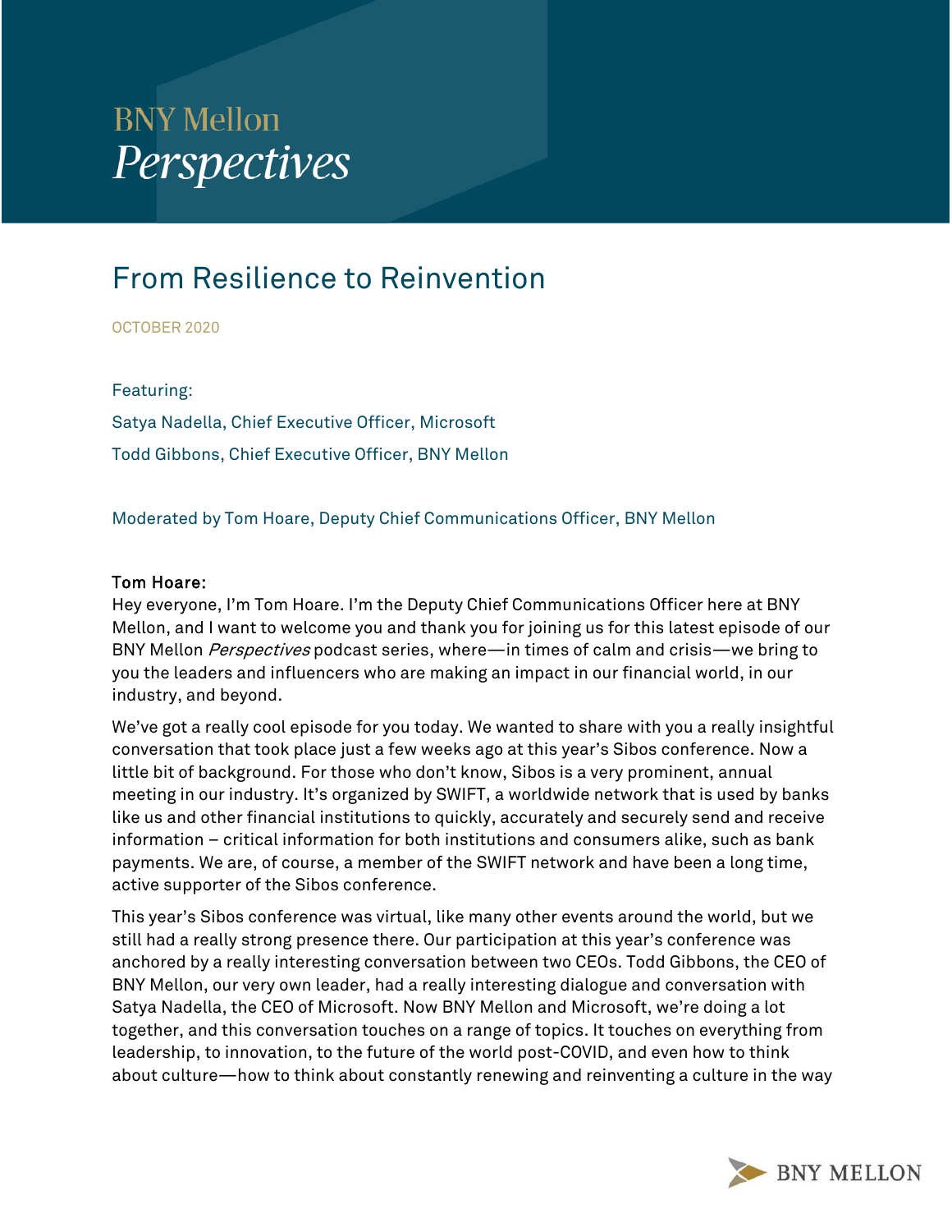BNY Mellon

*Perspectives*

# From Resilience to Reinvention

OCTOBER 2020

Featuring:

Satya Nadella, Chief Executive Officer, Microsoft

Todd Gibbons, Chief Executive Officer, BNY Mellon

Moderated by Tom Hoare, Deputy Chief Communications Officer, BNY Mellon

**Tom Hoare:**

Hey everyone, I'm Tom Hoare. I'm the Deputy Chief Communications Officer here at BNY Mellon, and I want to welcome you and thank you for joining us for this latest episode of our BNY Mellon *Perspectives* podcast series, where—in times of calm and crisis—we bring to you the leaders and influencers who are making an impact in our financial world, in our industry, and beyond.

We've got a really cool episode for you today. We wanted to share with you a really insightful conversation that took place just a few weeks ago at this year's Sibos conference. Now a little bit of background. For those who don't know, Sibos is a very prominent, annual meeting in our industry. It's organized by SWIFT, a worldwide network that is used by banks like us and other financial institutions to quickly, accurately and securely send and receive information – critical information for both institutions and consumers alike, such as bank payments. We are, of course, a member of the SWIFT network and have been a long time, active supporter of the Sibos conference.

This year's Sibos conference was virtual, like many other events around the world, but we still had a really strong presence there. Our participation at this year's conference was anchored by a really interesting conversation between two CEOs. Todd Gibbons, the CEO of BNY Mellon, our very own leader, had a really interesting dialogue and conversation with Satya Nadella, the CEO of Microsoft. Now BNY Mellon and Microsoft, we're doing a lot together, and this conversation touches on a range of topics. It touches on everything from leadership, to innovation, to the future of the world post-COVID, and even how to think about culture—how to think about constantly renewing and reinventing a culture in the way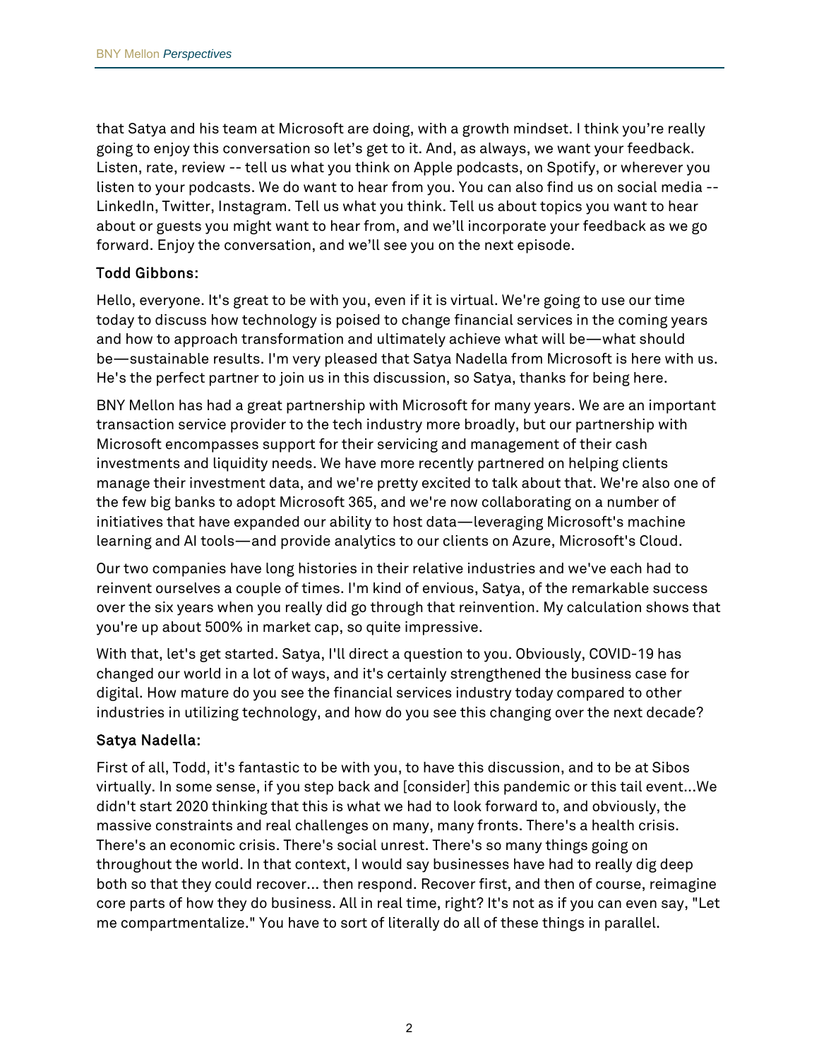that Satya and his team at Microsoft are doing, with a growth mindset. I think you're really going to enjoy this conversation so let's get to it. And, as always, we want your feedback. Listen, rate, review -- tell us what you think on Apple podcasts, on Spotify, or wherever you listen to your podcasts. We do want to hear from you. You can also find us on social media -- LinkedIn, Twitter, Instagram. Tell us what you think. Tell us about topics you want to hear about or guests you might want to hear from, and we'll incorporate your feedback as we go forward. Enjoy the conversation, and we'll see you on the next episode.

**Todd Gibbons:**

Hello, everyone. It's great to be with you, even if it is virtual. We're going to use our time today to discuss how technology is poised to change financial services in the coming years and how to approach transformation and ultimately achieve what will be—what should be—sustainable results. I'm very pleased that Satya Nadella from Microsoft is here with us. He's the perfect partner to join us in this discussion, so Satya, thanks for being here.

BNY Mellon has had a great partnership with Microsoft for many years. We are an important transaction service provider to the tech industry more broadly, but our partnership with Microsoft encompasses support for their servicing and management of their cash investments and liquidity needs. We have more recently partnered on helping clients manage their investment data, and we're pretty excited to talk about that. We're also one of the few big banks to adopt Microsoft 365, and we're now collaborating on a number of initiatives that have expanded our ability to host data—leveraging Microsoft's machine learning and AI tools—and provide analytics to our clients on Azure, Microsoft's Cloud.

Our two companies have long histories in their relative industries and we've each had to reinvent ourselves a couple of times. I'm kind of envious, Satya, of the remarkable success over the six years when you really did go through that reinvention. My calculation shows that you're up about 500% in market cap, so quite impressive.

With that, let's get started. Satya, I'll direct a question to you. Obviously, COVID-19 has changed our world in a lot of ways, and it's certainly strengthened the business case for digital. How mature do you see the financial services industry today compared to other industries in utilizing technology, and how do you see this changing over the next decade?

**Satya Nadella:**

First of all, Todd, it's fantastic to be with you, to have this discussion, and to be at Sibos virtually. In some sense, if you step back and [consider] this pandemic or this tail event...We didn't start 2020 thinking that this is what we had to look forward to, and obviously, the massive constraints and real challenges on many, many fronts. There's a health crisis. There's an economic crisis. There's social unrest. There's so many things going on throughout the world. In that context, I would say businesses have had to really dig deep both so that they could recover... then respond. Recover first, and then of course, reimagine core parts of how they do business. All in real time, right? It's not as if you can even say, "Let me compartmentalize." You have to sort of literally do all of these things in parallel.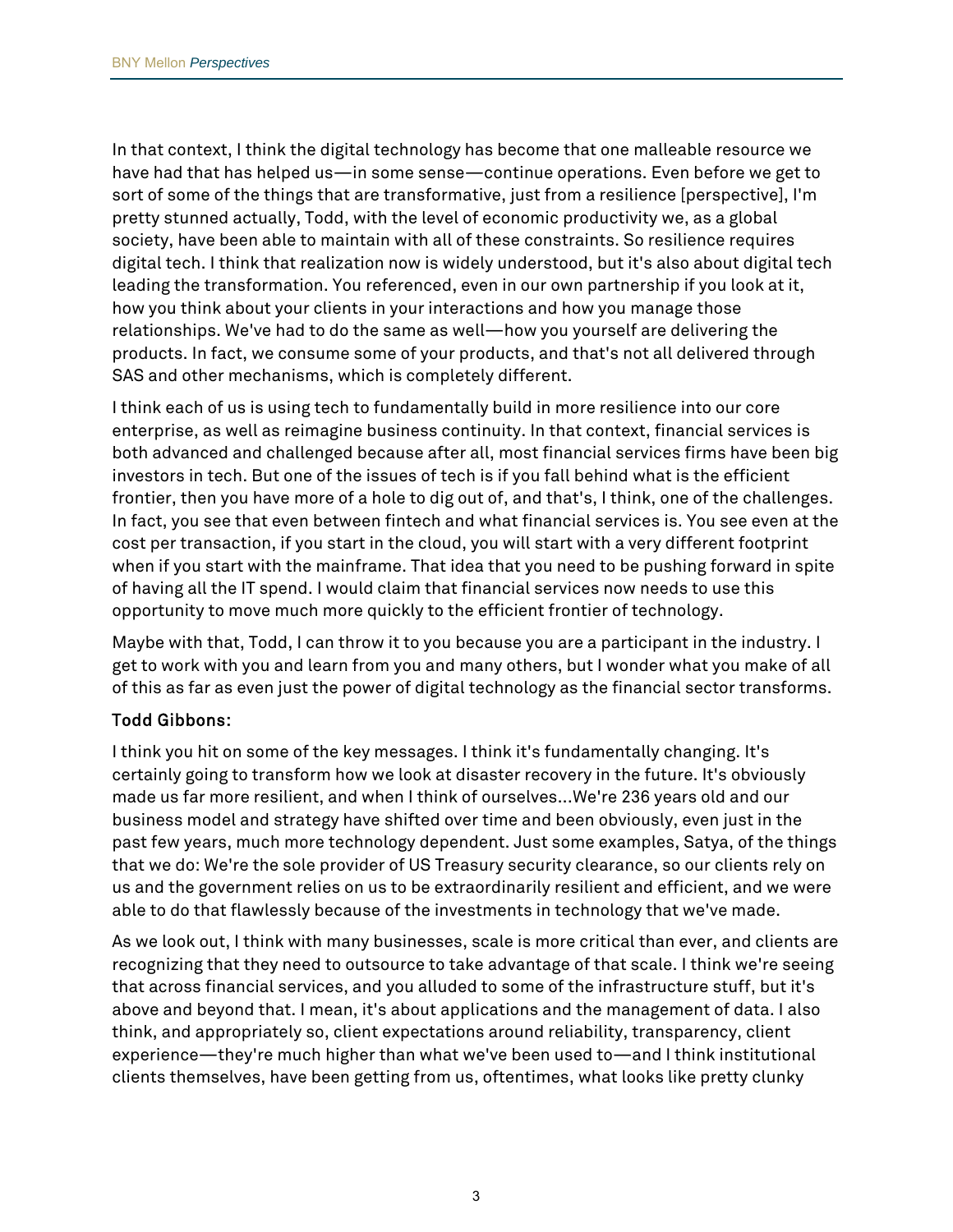In that context, I think the digital technology has become that one malleable resource we have had that has helped us—in some sense—continue operations. Even before we get to sort of some of the things that are transformative, just from a resilience [perspective], I'm pretty stunned actually, Todd, with the level of economic productivity we, as a global society, have been able to maintain with all of these constraints. So resilience requires digital tech. I think that realization now is widely understood, but it's also about digital tech leading the transformation. You referenced, even in our own partnership if you look at it, how you think about your clients in your interactions and how you manage those relationships. We've had to do the same as well—how you yourself are delivering the products. In fact, we consume some of your products, and that's not all delivered through SAS and other mechanisms, which is completely different.

I think each of us is using tech to fundamentally build in more resilience into our core enterprise, as well as reimagine business continuity. In that context, financial services is both advanced and challenged because after all, most financial services firms have been big investors in tech. But one of the issues of tech is if you fall behind what is the efficient frontier, then you have more of a hole to dig out of, and that's, I think, one of the challenges. In fact, you see that even between fintech and what financial services is. You see even at the cost per transaction, if you start in the cloud, you will start with a very different footprint when if you start with the mainframe. That idea that you need to be pushing forward in spite of having all the IT spend. I would claim that financial services now needs to use this opportunity to move much more quickly to the efficient frontier of technology.

Maybe with that, Todd, I can throw it to you because you are a participant in the industry. I get to work with you and learn from you and many others, but I wonder what you make of all of this as far as even just the power of digital technology as the financial sector transforms.

**Todd Gibbons:**

I think you hit on some of the key messages. I think it's fundamentally changing. It's certainly going to transform how we look at disaster recovery in the future. It's obviously made us far more resilient, and when I think of ourselves...We're 236 years old and our business model and strategy have shifted over time and been obviously, even just in the past few years, much more technology dependent. Just some examples, Satya, of the things that we do: We're the sole provider of US Treasury security clearance, so our clients rely on us and the government relies on us to be extraordinarily resilient and efficient, and we were able to do that flawlessly because of the investments in technology that we've made.

As we look out, I think with many businesses, scale is more critical than ever, and clients are recognizing that they need to outsource to take advantage of that scale. I think we're seeing that across financial services, and you alluded to some of the infrastructure stuff, but it's above and beyond that. I mean, it's about applications and the management of data. I also think, and appropriately so, client expectations around reliability, transparency, client experience—they're much higher than what we've been used to—and I think institutional clients themselves, have been getting from us, oftentimes, what looks like pretty clunky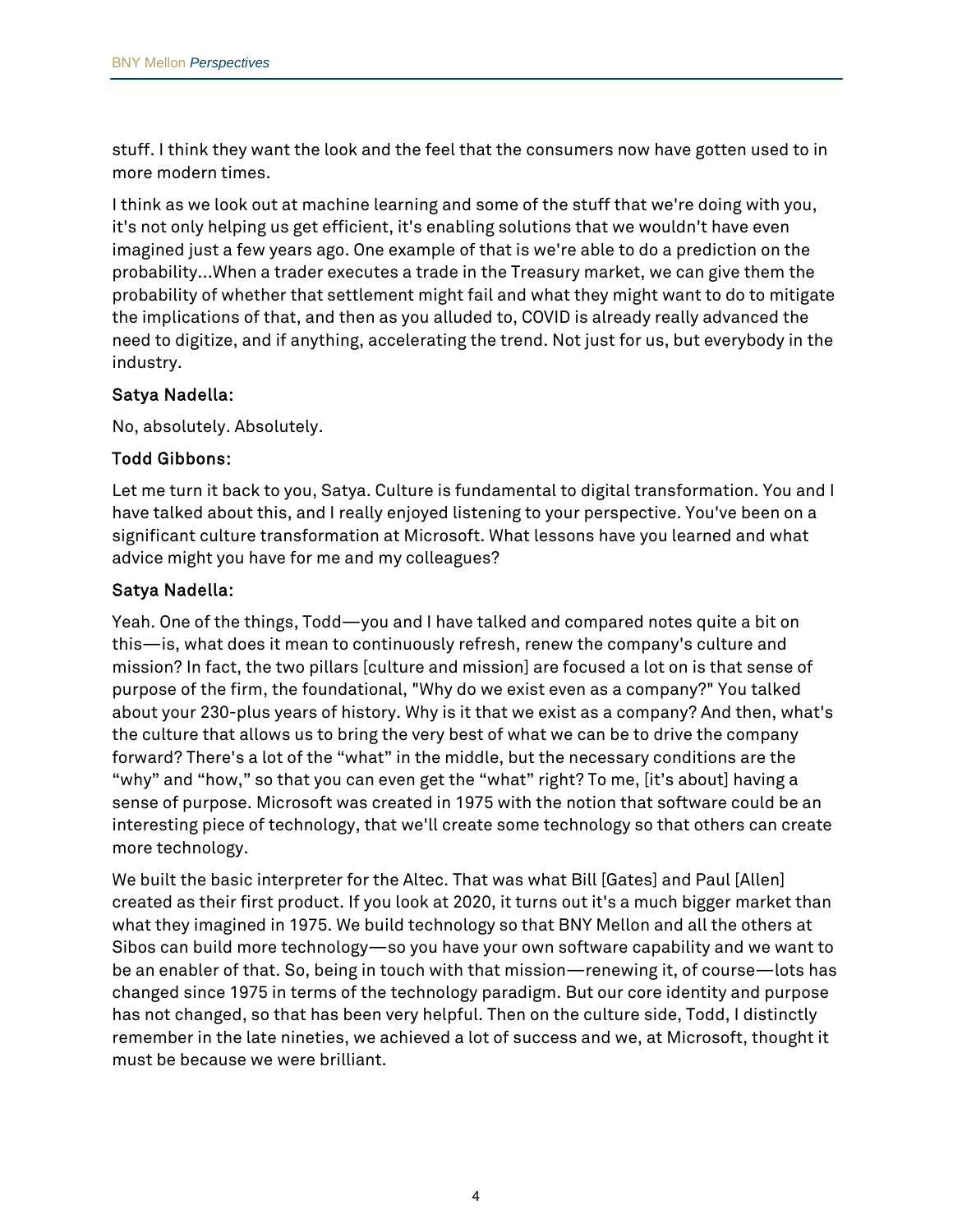stuff. I think they want the look and the feel that the consumers now have gotten used to in more modern times.

I think as we look out at machine learning and some of the stuff that we're doing with you, it's not only helping us get efficient, it's enabling solutions that we wouldn't have even imagined just a few years ago. One example of that is we're able to do a prediction on the probability...When a trader executes a trade in the Treasury market, we can give them the probability of whether that settlement might fail and what they might want to do to mitigate the implications of that, and then as you alluded to, COVID is already really advanced the need to digitize, and if anything, accelerating the trend. Not just for us, but everybody in the industry.

**Satya Nadella:**

No, absolutely. Absolutely.

**Todd Gibbons:**

Let me turn it back to you, Satya. Culture is fundamental to digital transformation. You and I have talked about this, and I really enjoyed listening to your perspective. You've been on a significant culture transformation at Microsoft. What lessons have you learned and what advice might you have for me and my colleagues?

**Satya Nadella:**

Yeah. One of the things, Todd—you and I have talked and compared notes quite a bit on this—is, what does it mean to continuously refresh, renew the company's culture and mission? In fact, the two pillars [culture and mission] are focused a lot on is that sense of purpose of the firm, the foundational, "Why do we exist even as a company?" You talked about your 230-plus years of history. Why is it that we exist as a company? And then, what's the culture that allows us to bring the very best of what we can be to drive the company forward? There's a lot of the "what" in the middle, but the necessary conditions are the "why" and "how," so that you can even get the "what" right? To me, [it's about] having a sense of purpose. Microsoft was created in 1975 with the notion that software could be an interesting piece of technology, that we'll create some technology so that others can create more technology.

We built the basic interpreter for the Altec. That was what Bill [Gates] and Paul [Allen] created as their first product. If you look at 2020, it turns out it's a much bigger market than what they imagined in 1975. We build technology so that BNY Mellon and all the others at Sibos can build more technology—so you have your own software capability and we want to be an enabler of that. So, being in touch with that mission—renewing it, of course—lots has changed since 1975 in terms of the technology paradigm. But our core identity and purpose has not changed, so that has been very helpful. Then on the culture side, Todd, I distinctly remember in the late nineties, we achieved a lot of success and we, at Microsoft, thought it must be because we were brilliant.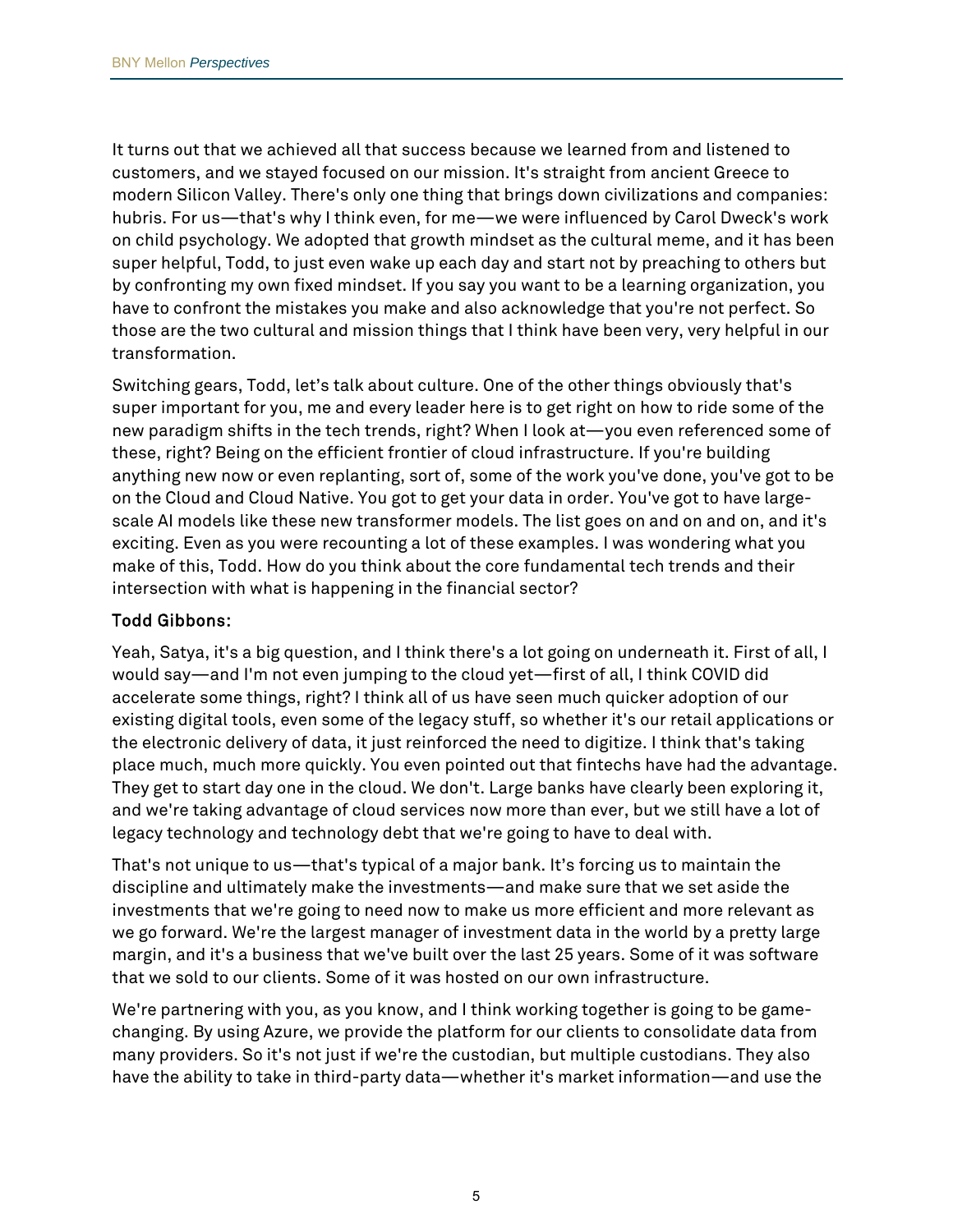It turns out that we achieved all that success because we learned from and listened to customers, and we stayed focused on our mission. It's straight from ancient Greece to modern Silicon Valley. There's only one thing that brings down civilizations and companies: hubris. For us—that's why I think even, for me—we were influenced by Carol Dweck's work on child psychology. We adopted that growth mindset as the cultural meme, and it has been super helpful, Todd, to just even wake up each day and start not by preaching to others but by confronting my own fixed mindset. If you say you want to be a learning organization, you have to confront the mistakes you make and also acknowledge that you're not perfect. So those are the two cultural and mission things that I think have been very, very helpful in our transformation.

Switching gears, Todd, let's talk about culture. One of the other things obviously that's super important for you, me and every leader here is to get right on how to ride some of the new paradigm shifts in the tech trends, right? When I look at—you even referenced some of these, right? Being on the efficient frontier of cloud infrastructure. If you're building anything new now or even replanting, sort of, some of the work you've done, you've got to be on the Cloud and Cloud Native. You got to get your data in order. You've got to have large-scale AI models like these new transformer models. The list goes on and on and on, and it's exciting. Even as you were recounting a lot of these examples. I was wondering what you make of this, Todd. How do you think about the core fundamental tech trends and their intersection with what is happening in the financial sector?

**Todd Gibbons:**

Yeah, Satya, it's a big question, and I think there's a lot going on underneath it. First of all, I would say—and I'm not even jumping to the cloud yet—first of all, I think COVID did accelerate some things, right? I think all of us have seen much quicker adoption of our existing digital tools, even some of the legacy stuff, so whether it's our retail applications or the electronic delivery of data, it just reinforced the need to digitize. I think that's taking place much, much more quickly. You even pointed out that fintechs have had the advantage. They get to start day one in the cloud. We don't. Large banks have clearly been exploring it, and we're taking advantage of cloud services now more than ever, but we still have a lot of legacy technology and technology debt that we're going to have to deal with.

That's not unique to us—that's typical of a major bank. It's forcing us to maintain the discipline and ultimately make the investments—and make sure that we set aside the investments that we're going to need now to make us more efficient and more relevant as we go forward. We're the largest manager of investment data in the world by a pretty large margin, and it's a business that we've built over the last 25 years. Some of it was software that we sold to our clients. Some of it was hosted on our own infrastructure.

We're partnering with you, as you know, and I think working together is going to be game-changing. By using Azure, we provide the platform for our clients to consolidate data from many providers. So it's not just if we're the custodian, but multiple custodians. They also have the ability to take in third-party data—whether it's market information—and use the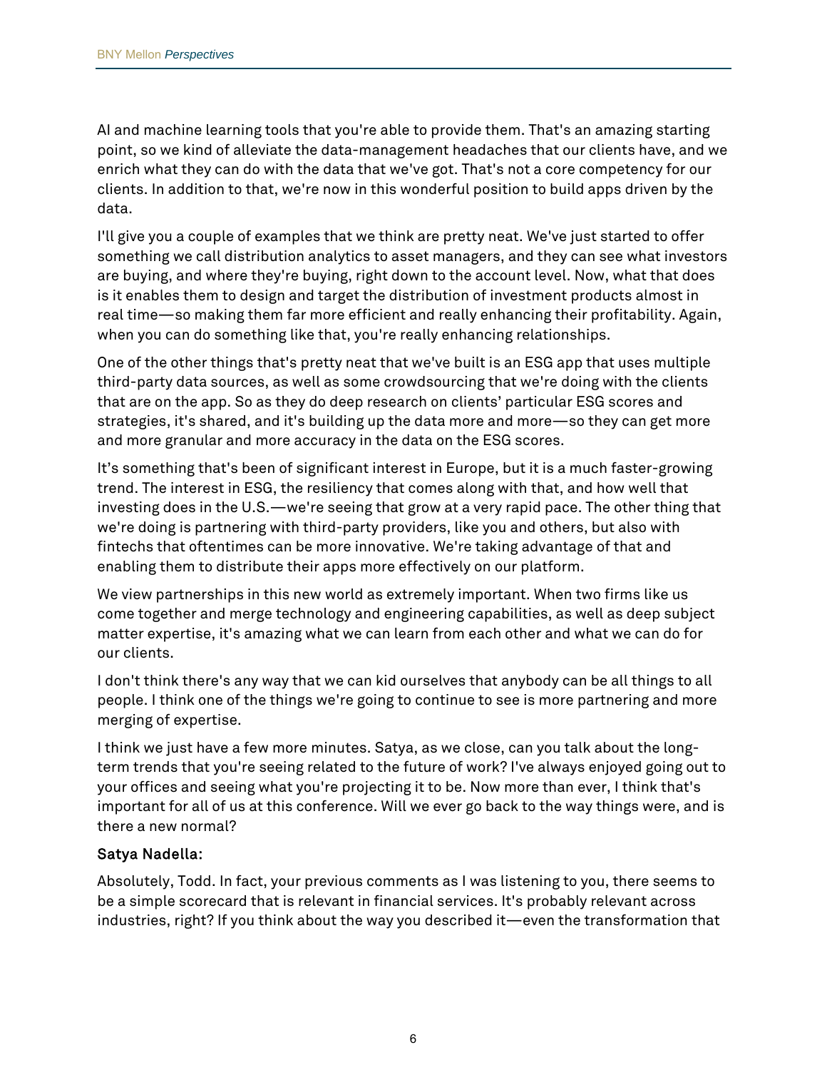AI and machine learning tools that you're able to provide them. That's an amazing starting point, so we kind of alleviate the data-management headaches that our clients have, and we enrich what they can do with the data that we've got. That's not a core competency for our clients. In addition to that, we're now in this wonderful position to build apps driven by the data.

I'll give you a couple of examples that we think are pretty neat. We've just started to offer something we call distribution analytics to asset managers, and they can see what investors are buying, and where they're buying, right down to the account level. Now, what that does is it enables them to design and target the distribution of investment products almost in real time—so making them far more efficient and really enhancing their profitability. Again, when you can do something like that, you're really enhancing relationships.

One of the other things that's pretty neat that we've built is an ESG app that uses multiple third-party data sources, as well as some crowdsourcing that we're doing with the clients that are on the app. So as they do deep research on clients' particular ESG scores and strategies, it's shared, and it's building up the data more and more—so they can get more and more granular and more accuracy in the data on the ESG scores.

It's something that's been of significant interest in Europe, but it is a much faster-growing trend. The interest in ESG, the resiliency that comes along with that, and how well that investing does in the U.S.—we're seeing that grow at a very rapid pace. The other thing that we're doing is partnering with third-party providers, like you and others, but also with fintechs that oftentimes can be more innovative. We're taking advantage of that and enabling them to distribute their apps more effectively on our platform.

We view partnerships in this new world as extremely important. When two firms like us come together and merge technology and engineering capabilities, as well as deep subject matter expertise, it's amazing what we can learn from each other and what we can do for our clients.

I don't think there's any way that we can kid ourselves that anybody can be all things to all people. I think one of the things we're going to continue to see is more partnering and more merging of expertise.

I think we just have a few more minutes. Satya, as we close, can you talk about the long-term trends that you're seeing related to the future of work? I've always enjoyed going out to your offices and seeing what you're projecting it to be. Now more than ever, I think that's important for all of us at this conference. Will we ever go back to the way things were, and is there a new normal?

**Satya Nadella:**

Absolutely, Todd. In fact, your previous comments as I was listening to you, there seems to be a simple scorecard that is relevant in financial services. It's probably relevant across industries, right? If you think about the way you described it—even the transformation that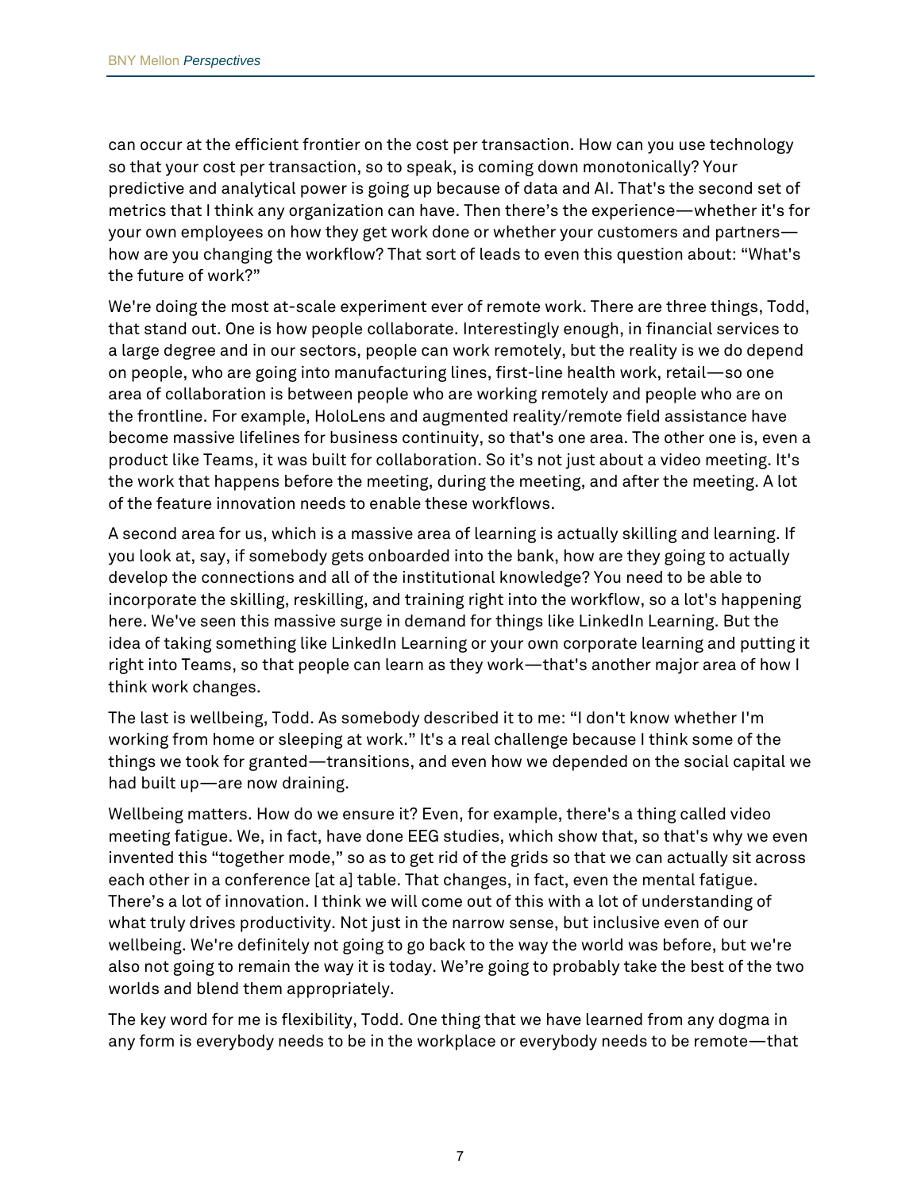can occur at the efficient frontier on the cost per transaction. How can you use technology so that your cost per transaction, so to speak, is coming down monotonically? Your predictive and analytical power is going up because of data and AI. That's the second set of metrics that I think any organization can have. Then there's the experience—whether it's for your own employees on how they get work done or whether your customers and partners—how are you changing the workflow? That sort of leads to even this question about: "What's the future of work?"

We're doing the most at-scale experiment ever of remote work. There are three things, Todd, that stand out. One is how people collaborate. Interestingly enough, in financial services to a large degree and in our sectors, people can work remotely, but the reality is we do depend on people, who are going into manufacturing lines, first-line health work, retail—so one area of collaboration is between people who are working remotely and people who are on the frontline. For example, HoloLens and augmented reality/remote field assistance have become massive lifelines for business continuity, so that's one area. The other one is, even a product like Teams, it was built for collaboration. So it's not just about a video meeting. It's the work that happens before the meeting, during the meeting, and after the meeting. A lot of the feature innovation needs to enable these workflows.

A second area for us, which is a massive area of learning is actually skilling and learning. If you look at, say, if somebody gets onboarded into the bank, how are they going to actually develop the connections and all of the institutional knowledge? You need to be able to incorporate the skilling, reskilling, and training right into the workflow, so a lot's happening here. We've seen this massive surge in demand for things like LinkedIn Learning. But the idea of taking something like LinkedIn Learning or your own corporate learning and putting it right into Teams, so that people can learn as they work—that's another major area of how I think work changes.

The last is wellbeing, Todd. As somebody described it to me: "I don't know whether I'm working from home or sleeping at work." It's a real challenge because I think some of the things we took for granted—transitions, and even how we depended on the social capital we had built up—are now draining.

Wellbeing matters. How do we ensure it? Even, for example, there's a thing called video meeting fatigue. We, in fact, have done EEG studies, which show that, so that's why we even invented this "together mode," so as to get rid of the grids so that we can actually sit across each other in a conference [at a] table. That changes, in fact, even the mental fatigue. There's a lot of innovation. I think we will come out of this with a lot of understanding of what truly drives productivity. Not just in the narrow sense, but inclusive even of our wellbeing. We're definitely not going to go back to the way the world was before, but we're also not going to remain the way it is today. We're going to probably take the best of the two worlds and blend them appropriately.

The key word for me is flexibility, Todd. One thing that we have learned from any dogma in any form is everybody needs to be in the workplace or everybody needs to be remote—that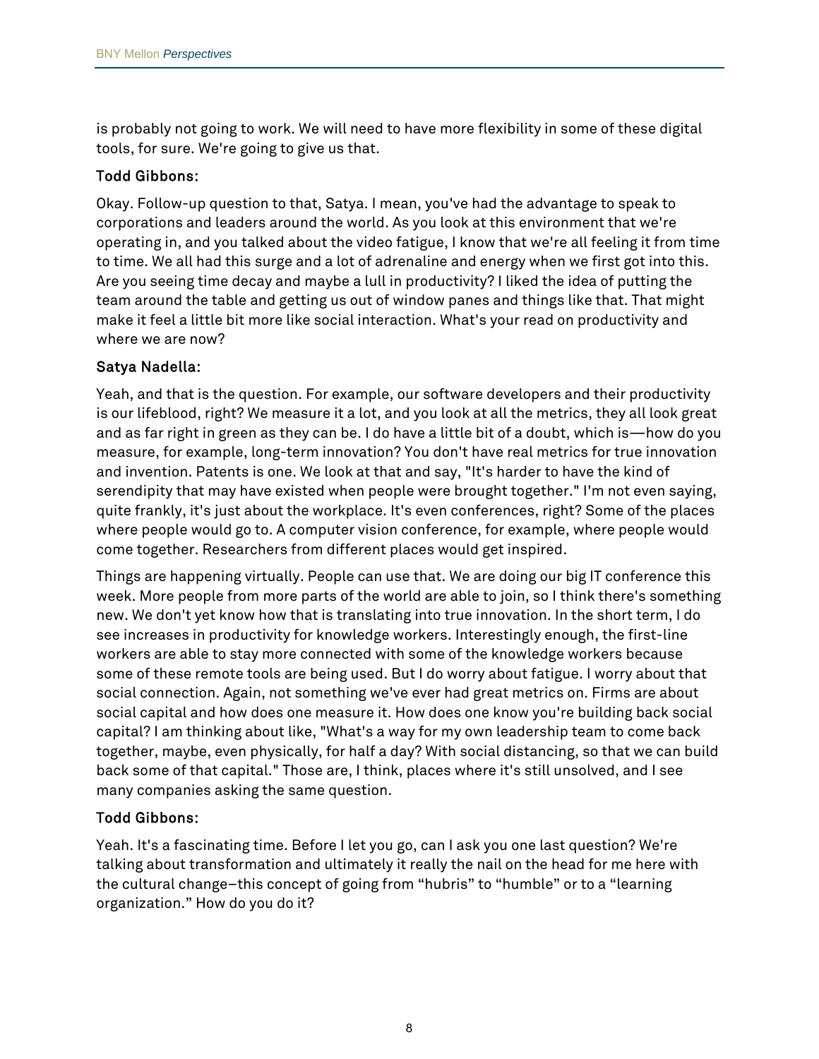is probably not going to work. We will need to have more flexibility in some of these digital tools, for sure. We're going to give us that.

**Todd Gibbons:**

Okay. Follow-up question to that, Satya. I mean, you've had the advantage to speak to corporations and leaders around the world. As you look at this environment that we're operating in, and you talked about the video fatigue, I know that we're all feeling it from time to time. We all had this surge and a lot of adrenaline and energy when we first got into this. Are you seeing time decay and maybe a lull in productivity? I liked the idea of putting the team around the table and getting us out of window panes and things like that. That might make it feel a little bit more like social interaction. What's your read on productivity and where we are now?

**Satya Nadella:**

Yeah, and that is the question. For example, our software developers and their productivity is our lifeblood, right? We measure it a lot, and you look at all the metrics, they all look great and as far right in green as they can be. I do have a little bit of a doubt, which is—how do you measure, for example, long-term innovation? You don't have real metrics for true innovation and invention. Patents is one. We look at that and say, "It's harder to have the kind of serendipity that may have existed when people were brought together." I'm not even saying, quite frankly, it's just about the workplace. It's even conferences, right? Some of the places where people would go to. A computer vision conference, for example, where people would come together. Researchers from different places would get inspired.

Things are happening virtually. People can use that. We are doing our big IT conference this week. More people from more parts of the world are able to join, so I think there's something new. We don't yet know how that is translating into true innovation. In the short term, I do see increases in productivity for knowledge workers. Interestingly enough, the first-line workers are able to stay more connected with some of the knowledge workers because some of these remote tools are being used. But I do worry about fatigue. I worry about that social connection. Again, not something we've ever had great metrics on. Firms are about social capital and how does one measure it. How does one know you're building back social capital? I am thinking about like, "What's a way for my own leadership team to come back together, maybe, even physically, for half a day? With social distancing, so that we can build back some of that capital." Those are, I think, places where it's still unsolved, and I see many companies asking the same question.

**Todd Gibbons:**

Yeah. It's a fascinating time. Before I let you go, can I ask you one last question? We're talking about transformation and ultimately it really the nail on the head for me here with the cultural change–this concept of going from "hubris" to "humble" or to a "learning organization." How do you do it?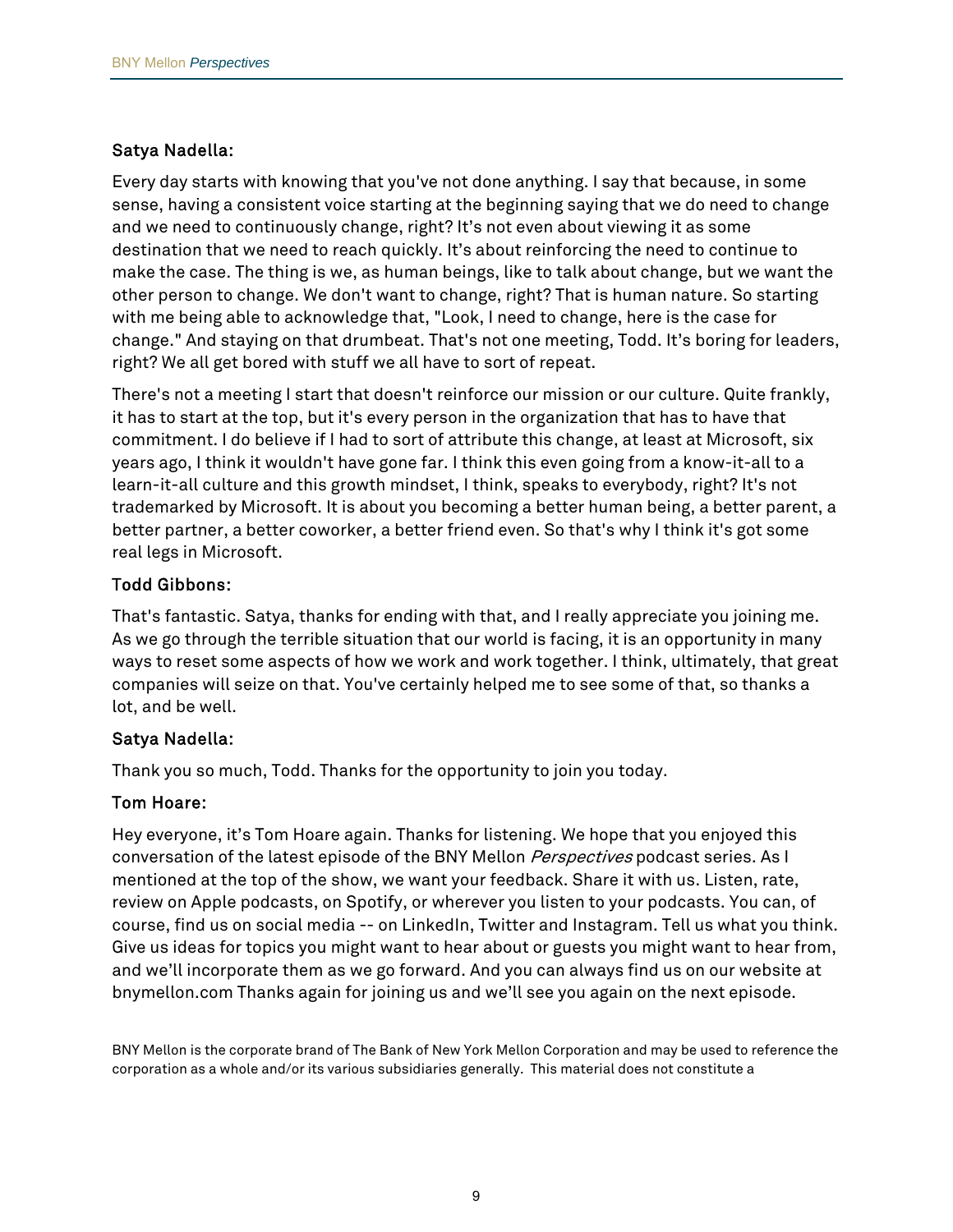**Satya Nadella:**

Every day starts with knowing that you've not done anything. I say that because, in some sense, having a consistent voice starting at the beginning saying that we do need to change and we need to continuously change, right? It's not even about viewing it as some destination that we need to reach quickly. It's about reinforcing the need to continue to make the case. The thing is we, as human beings, like to talk about change, but we want the other person to change. We don't want to change, right? That is human nature. So starting with me being able to acknowledge that, "Look, I need to change, here is the case for change." And staying on that drumbeat. That's not one meeting, Todd. It's boring for leaders, right? We all get bored with stuff we all have to sort of repeat.

There's not a meeting I start that doesn't reinforce our mission or our culture. Quite frankly, it has to start at the top, but it's every person in the organization that has to have that commitment. I do believe if I had to sort of attribute this change, at least at Microsoft, six years ago, I think it wouldn't have gone far. I think this even going from a know-it-all to a learn-it-all culture and this growth mindset, I think, speaks to everybody, right? It's not trademarked by Microsoft. It is about you becoming a better human being, a better parent, a better partner, a better coworker, a better friend even. So that's why I think it's got some real legs in Microsoft.

**Todd Gibbons:**

That's fantastic. Satya, thanks for ending with that, and I really appreciate you joining me. As we go through the terrible situation that our world is facing, it is an opportunity in many ways to reset some aspects of how we work and work together. I think, ultimately, that great companies will seize on that. You've certainly helped me to see some of that, so thanks a lot, and be well.

**Satya Nadella:**

Thank you so much, Todd. Thanks for the opportunity to join you today.

**Tom Hoare:**

Hey everyone, it's Tom Hoare again. Thanks for listening. We hope that you enjoyed this conversation of the latest episode of the BNY Mellon *Perspectives* podcast series. As I mentioned at the top of the show, we want your feedback. Share it with us. Listen, rate, review on Apple podcasts, on Spotify, or wherever you listen to your podcasts. You can, of course, find us on social media -- on LinkedIn, Twitter and Instagram. Tell us what you think. Give us ideas for topics you might want to hear about or guests you might want to hear from, and we'll incorporate them as we go forward. And you can always find us on our website at bnymellon.com Thanks again for joining us and we'll see you again on the next episode.

BNY Mellon is the corporate brand of The Bank of New York Mellon Corporation and may be used to reference the corporation as a whole and/or its various subsidiaries generally. This material does not constitute a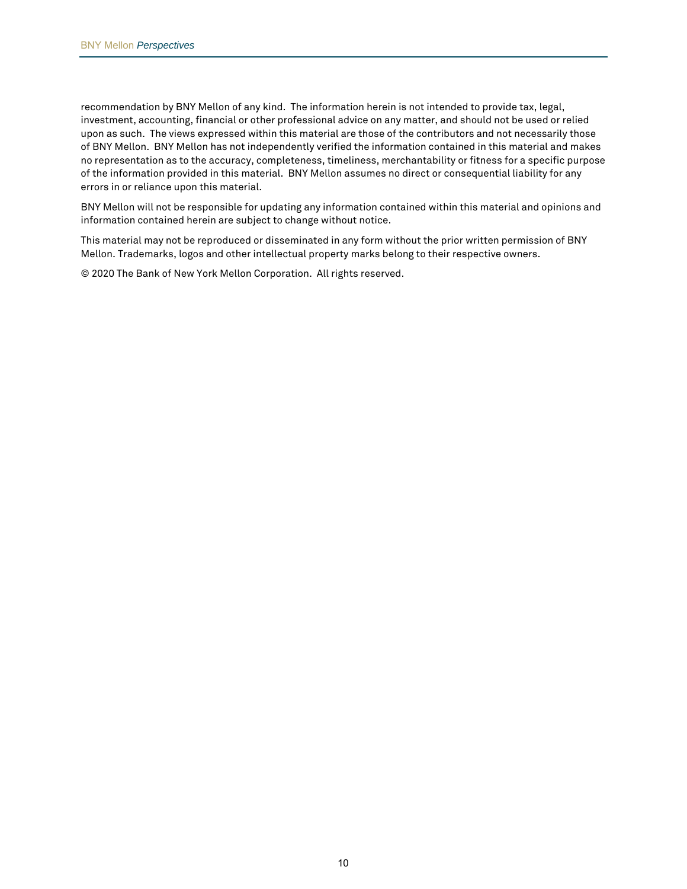recommendation by BNY Mellon of any kind. The information herein is not intended to provide tax, legal, investment, accounting, financial or other professional advice on any matter, and should not be used or relied upon as such. The views expressed within this material are those of the contributors and not necessarily those of BNY Mellon. BNY Mellon has not independently verified the information contained in this material and makes no representation as to the accuracy, completeness, timeliness, merchantability or fitness for a specific purpose of the information provided in this material. BNY Mellon assumes no direct or consequential liability for any errors in or reliance upon this material.

BNY Mellon will not be responsible for updating any information contained within this material and opinions and information contained herein are subject to change without notice.

This material may not be reproduced or disseminated in any form without the prior written permission of BNY Mellon. Trademarks, logos and other intellectual property marks belong to their respective owners.

© 2020 The Bank of New York Mellon Corporation. All rights reserved.